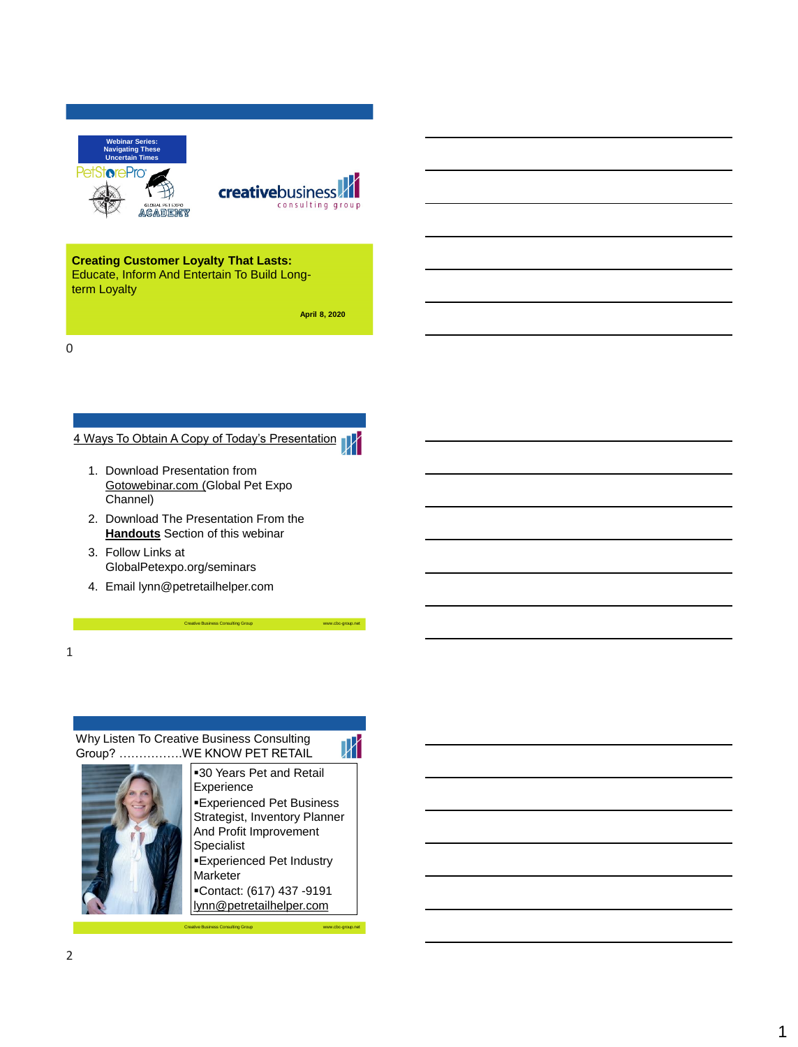Webinar Series:
Navigating These
Uncertain Times

PetStorePro

GLOBAL PET EXPO ACADEMY

creativebusiness consulting group

**Creating Customer Loyalty That Lasts:**
Educate, Inform And Entertain To Build Long-term Loyalty

**April 8, 2020**

## 4 Ways To Obtain A Copy of Today's Presentation

1. Download Presentation from Gotowebinar.com (Global Pet Expo Channel)
2. Download The Presentation From the **Handouts** Section of this webinar
3. Follow Links at GlobalPetexpo.org/seminars
4. Email lynn@petretailhelper.com

Creative Business Consulting Group www.cbc-group.net

## Why Listen To Creative Business Consulting Group? …………….WE KNOW PET RETAIL

- 30 Years Pet and Retail Experience
- Experienced Pet Business Strategist, Inventory Planner And Profit Improvement Specialist
- Experienced Pet Industry Marketer
- Contact: (617) 437 -9191 lynn@petretailhelper.com

Creative Business Consulting Group www.cbc-group.net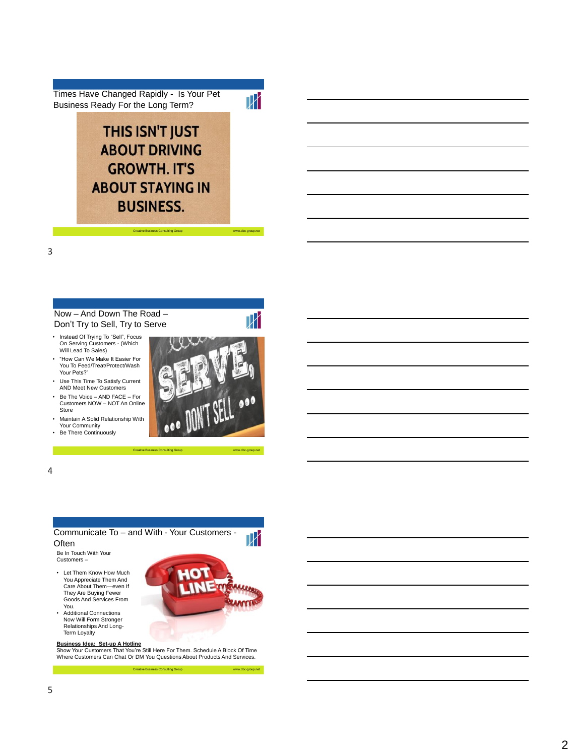## Times Have Changed Rapidly - Is Your Pet Business Ready For the Long Term?

THIS ISN'T JUST ABOUT DRIVING GROWTH. IT'S ABOUT STAYING IN BUSINESS.

Creative Business Consulting Group www.cbc-group.net

## Now – And Down The Road – Don't Try to Sell, Try to Serve

- Instead Of Trying To "Sell", Focus On Serving Customers - (Which Will Lead To Sales)
- "How Can We Make It Easier For You To Feed/Treat/Protect/Wash Your Pets?"
- Use This Time To Satisfy Current AND Meet New Customers
- Be The Voice – AND FACE – For Customers NOW – NOT An Online Store
- Maintain A Solid Relationship With Your Community
- Be There Continuously

SERVE, ... DON'T SELL ...

Creative Business Consulting Group www.cbc-group.net

## Communicate To – and With - Your Customers - Often

Be In Touch With Your Customers –

- Let Them Know How Much You Appreciate Them And Care About Them—even If They Are Buying Fewer Goods And Services From You.
- Additional Connections Now Will Form Stronger Relationships And Long-Term Loyalty

HOT LINE

**Business Idea: Set-up A Hotline**
Show Your Customers That You're Still Here For Them. Schedule A Block Of Time Where Customers Can Chat Or DM You Questions About Products And Services.

Creative Business Consulting Group www.cbc-group.net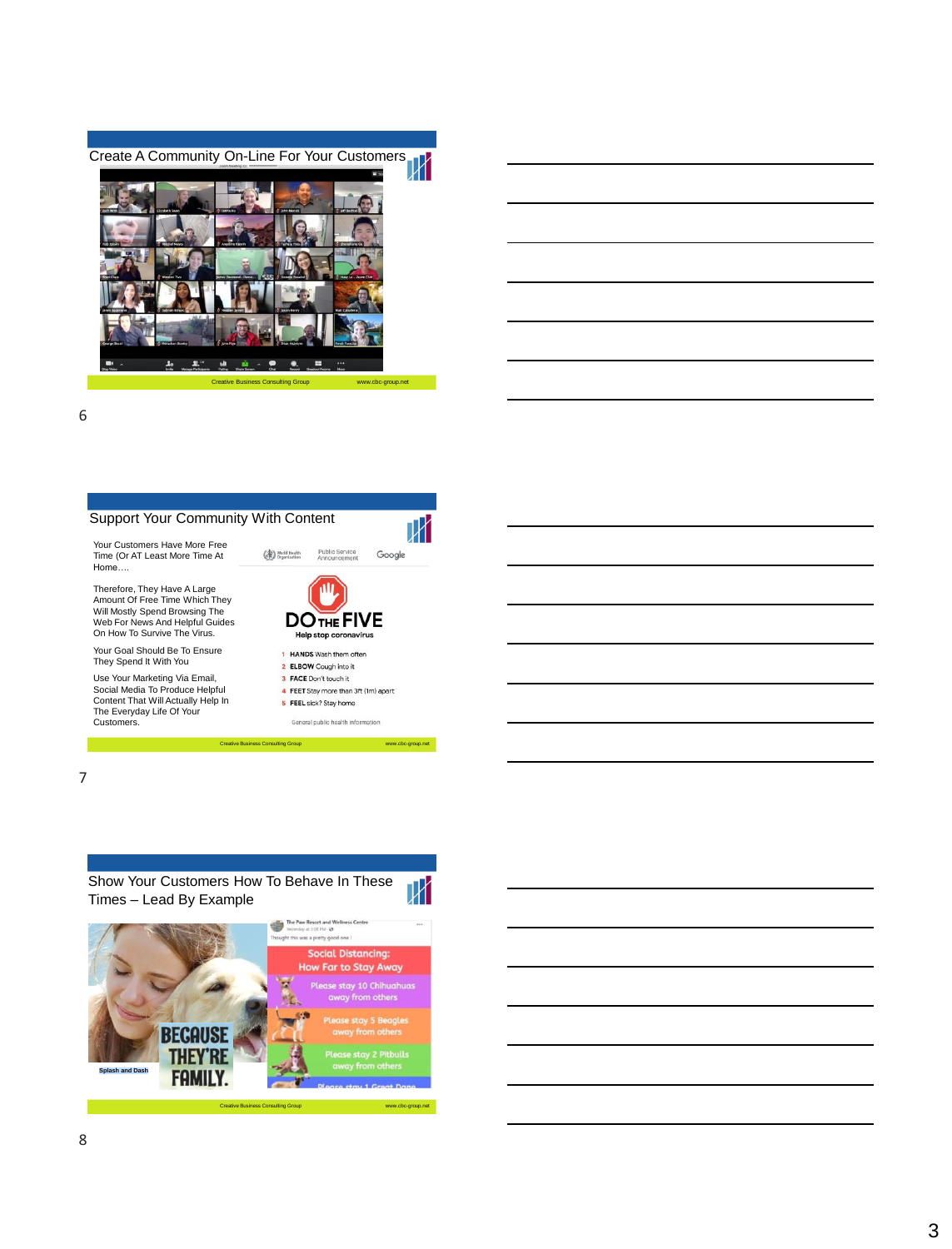## Create A Community On-Line For Your Customers

Creative Business Consulting Group www.cbc-group.net

6

## Support Your Community With Content

Your Customers Have More Free Time (Or AT Least More Time At Home….

Therefore, They Have A Large Amount Of Free Time Which They Will Mostly Spend Browsing The Web For News And Helpful Guides On How To Survive The Virus.

Your Goal Should Be To Ensure They Spend It With You

Use Your Marketing Via Email, Social Media To Produce Helpful Content That Will Actually Help In The Everyday Life Of Your Customers.

World Health Organization | Public Service Announcement | Google

DO THE FIVE
Help stop coronavirus

1. HANDS Wash them often
2. ELBOW Cough into it
3. FACE Don't touch it
4. FEET Stay more than 3ft (1m) apart
5. FEEL sick? Stay home

General public health information

Creative Business Consulting Group www.cbc-group.net

7

## Show Your Customers How To Behave In These Times – Lead By Example

Splash and Dash

BECAUSE THEY'RE FAMILY.

The Paw Resort and Wellness Centre

Thought this was a pretty good one !

Social Distancing: How Far to Stay Away

Please stay 10 Chihuahuas away from others

Please stay 5 Beagles away from others

Please stay 2 Pitbulls away from others

Please stay 1 Great Dane

Creative Business Consulting Group www.cbc-group.net

8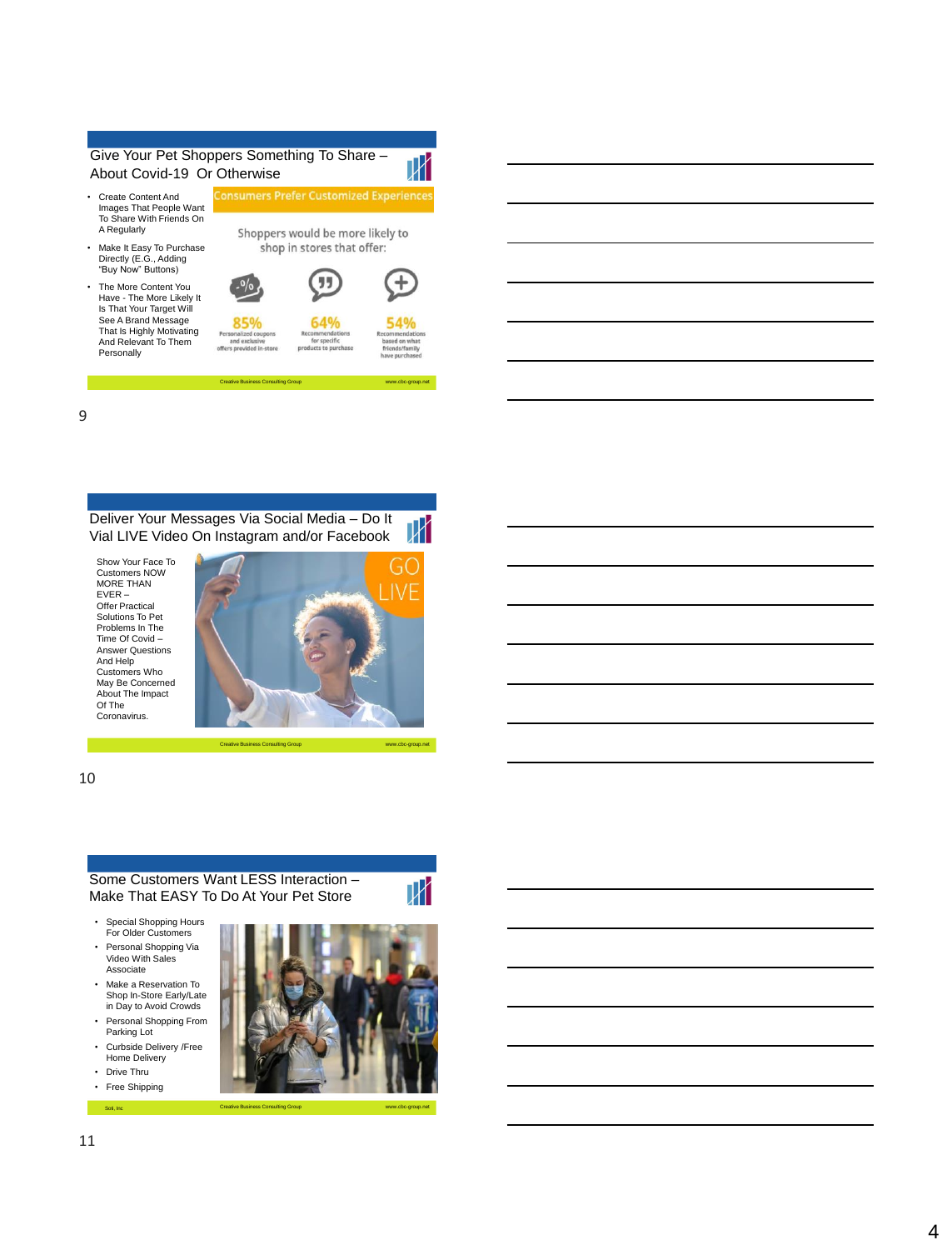## Give Your Pet Shoppers Something To Share – About Covid-19 Or Otherwise

- Create Content And Images That People Want To Share With Friends On A Regularly
- Make It Easy To Purchase Directly (E.G., Adding "Buy Now" Buttons)
- The More Content You Have - The More Likely It Is That Your Target Will See A Brand Message That Is Highly Motivating And Relevant To Them Personally

**Consumers Prefer Customized Experiences**

Shoppers would be more likely to shop in stores that offer:

- 85% Personalized coupons and exclusive offers provided in-store
- 64% Recommendations for specific products to purchase
- 54% Recommendations based on what friends/family have purchased

Creative Business Consulting Group www.cbc-group.net

9

## Deliver Your Messages Via Social Media – Do It Vial LIVE Video On Instagram and/or Facebook

Show Your Face To Customers NOW MORE THAN EVER – Offer Practical Solutions To Pet Problems In The Time Of Covid – Answer Questions And Help Customers Who May Be Concerned About The Impact Of The Coronavirus.

GO LIVE

Creative Business Consulting Group www.cbc-group.net

10

## Some Customers Want LESS Interaction – Make That EASY To Do At Your Pet Store

- Special Shopping Hours For Older Customers
- Personal Shopping Via Video With Sales Associate
- Make a Reservation To Shop In-Store Early/Late in Day to Avoid Crowds
- Personal Shopping From Parking Lot
- Curbside Delivery /Free Home Delivery
- Drive Thru
- Free Shipping

Soli, Inc Creative Business Consulting Group www.cbc-group.net

11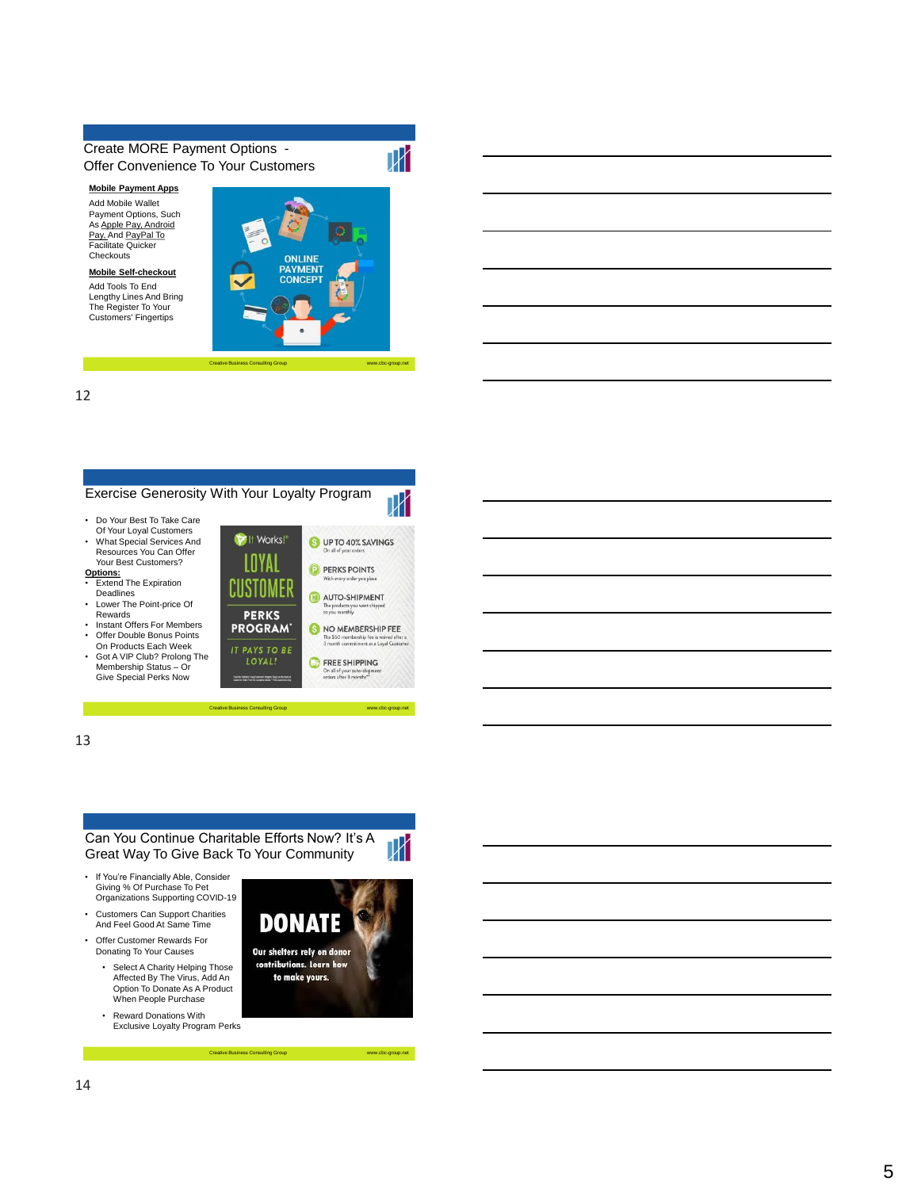## Create MORE Payment Options - Offer Convenience To Your Customers

**Mobile Payment Apps**

Add Mobile Wallet Payment Options, Such As Apple Pay, Android Pay, And PayPal To Facilitate Quicker Checkouts

**Mobile Self-checkout**

Add Tools To End Lengthy Lines And Bring The Register To Your Customers' Fingertips

ONLINE PAYMENT CONCEPT

Creative Business Consulting Group www.cbc-group.net

12

## Exercise Generosity With Your Loyalty Program

- Do Your Best To Take Care Of Your Loyal Customers
- What Special Services And Resources You Can Offer Your Best Customers?

**Options:**

- Extend The Expiration Deadlines
- Lower The Point-price Of Rewards
- Instant Offers For Members
- Offer Double Bonus Points On Products Each Week
- Got A VIP Club? Prolong The Membership Status – Or Give Special Perks Now

It Works! LOYAL CUSTOMER PERKS PROGRAM IT PAYS TO BE LOYAL!

- UP TO 40% SAVINGS — On all of your orders
- PERKS POINTS — With every order you place
- AUTO-SHIPMENT — The products you want shipped to you monthly
- NO MEMBERSHIP FEE — The $50 membership fee is waived after a 3 month commitment as a Loyal Customer
- FREE SHIPPING — On all of your auto-shipment orders after 8 months

Creative Business Consulting Group www.cbc-group.net

13

## Can You Continue Charitable Efforts Now? It's A Great Way To Give Back To Your Community

- If You're Financially Able, Consider Giving % Of Purchase To Pet Organizations Supporting COVID-19
- Customers Can Support Charities And Feel Good At Same Time
- Offer Customer Rewards For Donating To Your Causes
  - Select A Charity Helping Those Affected By The Virus, Add An Option To Donate As A Product When People Purchase
  - Reward Donations With Exclusive Loyalty Program Perks

DONATE

Our shelters rely on donor contributions. Learn how to make yours.

Creative Business Consulting Group www.cbc-group.net

14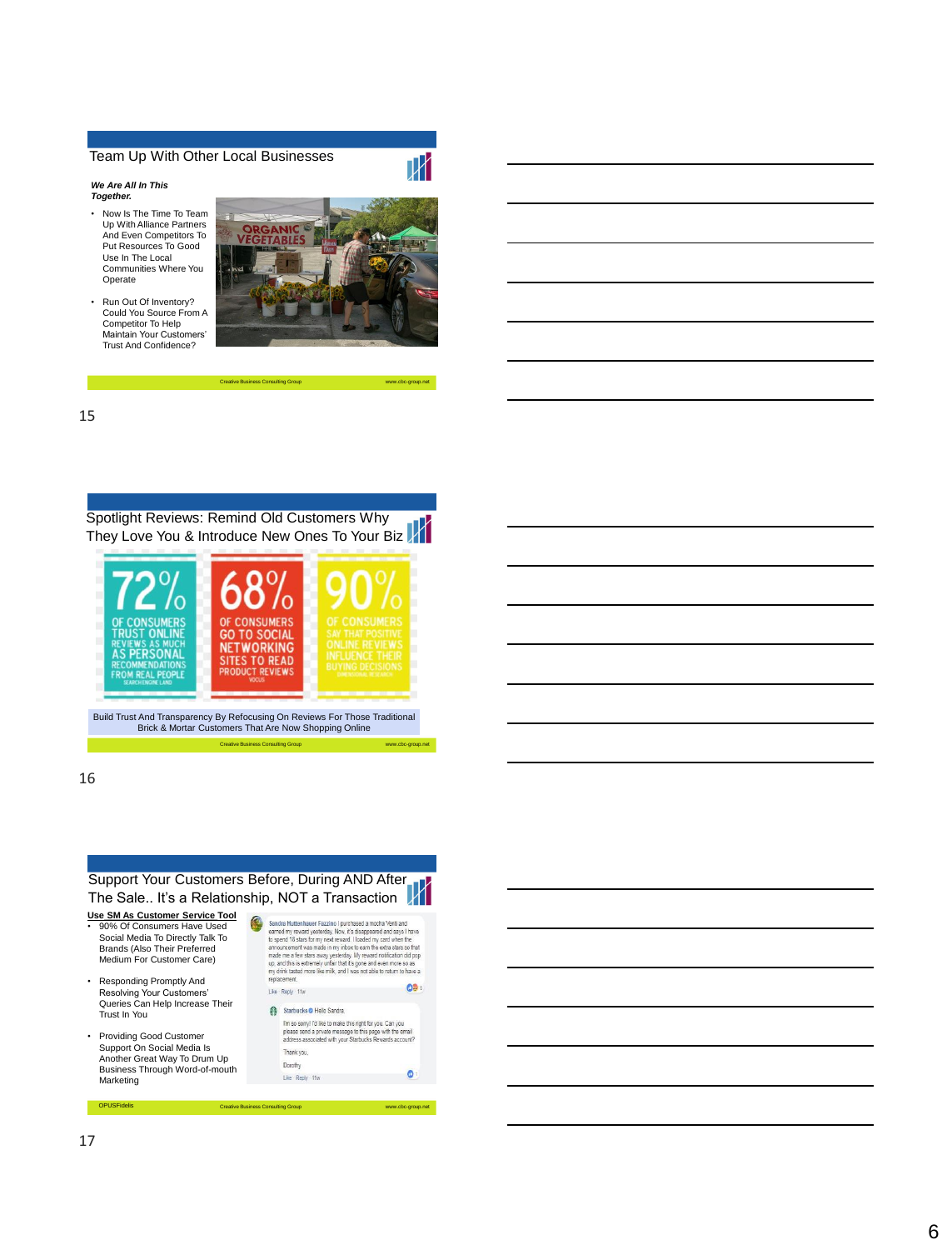## Team Up With Other Local Businesses

***We Are All In This Together.***

- Now Is The Time To Team Up With Alliance Partners And Even Competitors To Put Resources To Good Use In The Local Communities Where You Operate
- Run Out Of Inventory? Could You Source From A Competitor To Help Maintain Your Customers' Trust And Confidence?

Creative Business Consulting Group www.cbc-group.net

## Spotlight Reviews: Remind Old Customers Why They Love You & Introduce New Ones To Your Biz

72% OF CONSUMERS TRUST ONLINE REVIEWS AS MUCH AS PERSONAL RECOMMENDATIONS FROM REAL PEOPLE (SEARCH ENGINE LAND)

68% OF CONSUMERS GO TO SOCIAL NETWORKING SITES TO READ PRODUCT REVIEWS (VOCUS)

90% OF CONSUMERS SAY THAT POSITIVE ONLINE REVIEWS INFLUENCE THEIR BUYING DECISIONS (DIMENSIONAL RESEARCH)

Build Trust And Transparency By Refocusing On Reviews For Those Traditional Brick & Mortar Customers That Are Now Shopping Online

Creative Business Consulting Group www.cbc-group.net

## Support Your Customers Before, During AND After The Sale.. It's a Relationship, NOT a Transaction

**Use SM As Customer Service Tool**

- 90% Of Consumers Have Used Social Media To Directly Talk To Brands (Also Their Preferred Medium For Customer Care)
- Responding Promptly And Resolving Your Customers' Queries Can Help Increase Their Trust In You
- Providing Good Customer Support On Social Media Is Another Great Way To Drum Up Business Through Word-of-mouth Marketing

OPUSFidelis Creative Business Consulting Group www.cbc-group.net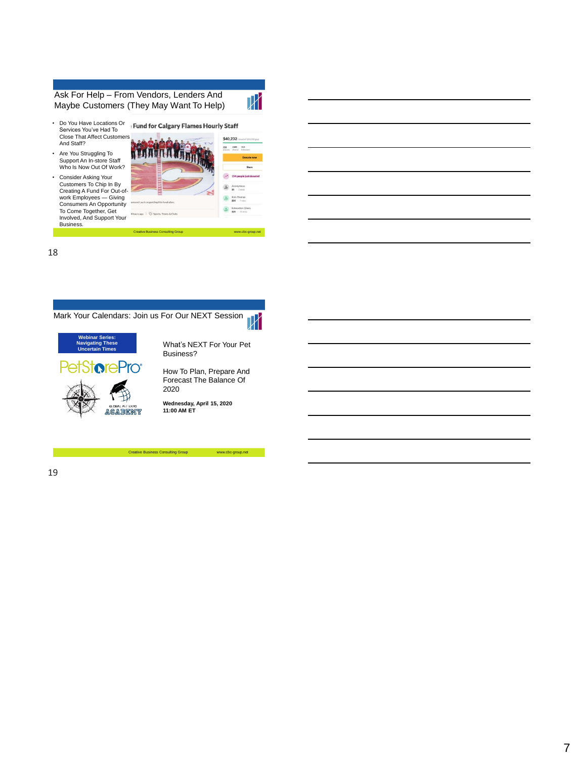## Ask For Help – From Vendors, Lenders And Maybe Customers (They May Want To Help)

- Do You Have Locations Or Services You've Had To Close That Affect Customers And Staff?
- Are You Struggling To Support An In-store Staff Who Is Now Out Of Work?
- Consider Asking Your Customers To Chip In By Creating A Fund For Out-of-work Employees — Giving Consumers An Opportunity To Come Together, Get Involved, And Support Your Business.

Fund for Calgary Flames Hourly Staff

$40,232

Donate now

Share

154 people just donated

Creative Business Consulting Group www.cbc-group.net

18

## Mark Your Calendars: Join us For Our NEXT Session

Webinar Series: Navigating These Uncertain Times

PetStorePro

GLOBAL PET EXPO ACADEMY

What's NEXT For Your Pet Business?

How To Plan, Prepare And Forecast The Balance Of 2020

**Wednesday, April 15, 2020**
**11:00 AM ET**

Creative Business Consulting Group www.cbc-group.net

19